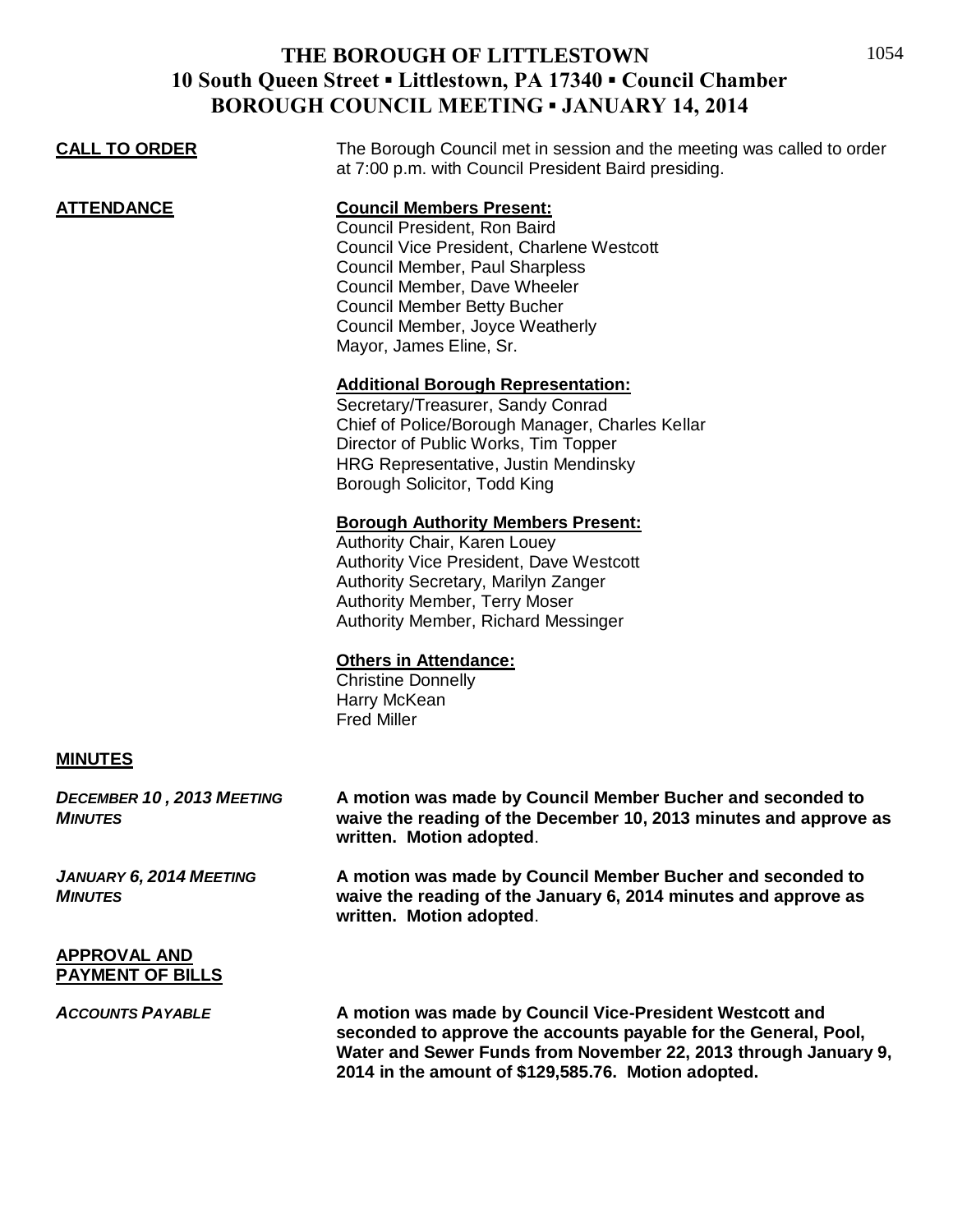# THE BOROUGH OF LITTLESTOWN
## 10 South Queen Street ▪ Littlestown, PA 17340 ▪ Council Chamber
## BOROUGH COUNCIL MEETING ▪ JANUARY 14, 2014

**CALL TO ORDER**

The Borough Council met in session and the meeting was called to order at 7:00 p.m. with Council President Baird presiding.

**ATTENDANCE**

**Council Members Present:**
Council President, Ron Baird
Council Vice President, Charlene Westcott
Council Member, Paul Sharpless
Council Member, Dave Wheeler
Council Member Betty Bucher
Council Member, Joyce Weatherly
Mayor, James Eline, Sr.

**Additional Borough Representation:**
Secretary/Treasurer, Sandy Conrad
Chief of Police/Borough Manager, Charles Kellar
Director of Public Works, Tim Topper
HRG Representative, Justin Mendinsky
Borough Solicitor, Todd King

**Borough Authority Members Present:**
Authority Chair, Karen Louey
Authority Vice President, Dave Westcott
Authority Secretary, Marilyn Zanger
Authority Member, Terry Moser
Authority Member, Richard Messinger

**Others in Attendance:**
Christine Donnelly
Harry McKean
Fred Miller

**MINUTES**

*DECEMBER 10 , 2013 MEETING MINUTES*

**A motion was made by Council Member Bucher and seconded to waive the reading of the December 10, 2013 minutes and approve as written. Motion adopted**.

*JANUARY 6, 2014 MEETING MINUTES*

**A motion was made by Council Member Bucher and seconded to waive the reading of the January 6, 2014 minutes and approve as written. Motion adopted**.

**APPROVAL AND PAYMENT OF BILLS**

*ACCOUNTS PAYABLE*

**A motion was made by Council Vice-President Westcott and seconded to approve the accounts payable for the General, Pool, Water and Sewer Funds from November 22, 2013 through January 9, 2014 in the amount of $129,585.76. Motion adopted.**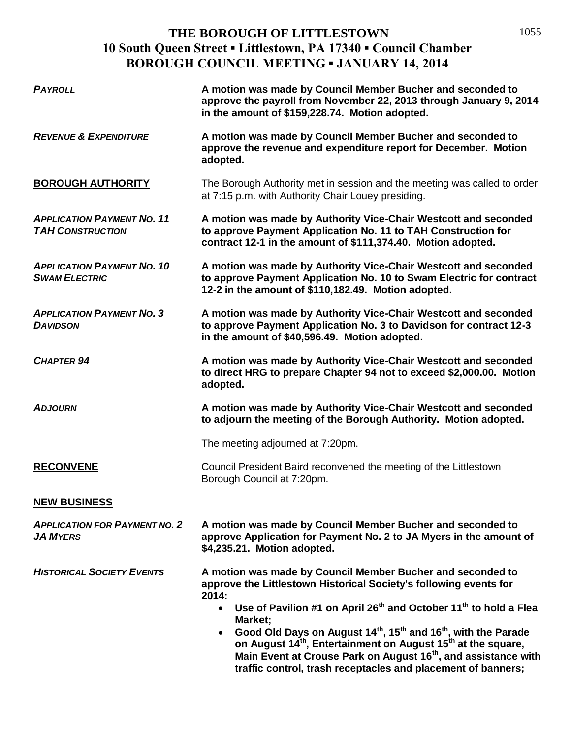**THE BOROUGH OF LITTLESTOWN**
**10 South Queen Street ▪ Littlestown, PA 17340 ▪ Council Chamber**
**BOROUGH COUNCIL MEETING ▪ JANUARY 14, 2014**

***PAYROLL***

**A motion was made by Council Member Bucher and seconded to approve the payroll from November 22, 2013 through January 9, 2014 in the amount of $159,228.74. Motion adopted.**

***REVENUE & EXPENDITURE***

**A motion was made by Council Member Bucher and seconded to approve the revenue and expenditure report for December. Motion adopted.**

## BOROUGH AUTHORITY

The Borough Authority met in session and the meeting was called to order at 7:15 p.m. with Authority Chair Louey presiding.

***APPLICATION PAYMENT NO. 11 TAH CONSTRUCTION***

**A motion was made by Authority Vice-Chair Westcott and seconded to approve Payment Application No. 11 to TAH Construction for contract 12-1 in the amount of $111,374.40. Motion adopted.**

***APPLICATION PAYMENT NO. 10 SWAM ELECTRIC***

**A motion was made by Authority Vice-Chair Westcott and seconded to approve Payment Application No. 10 to Swam Electric for contract 12-2 in the amount of $110,182.49. Motion adopted.**

***APPLICATION PAYMENT NO. 3 DAVIDSON***

**A motion was made by Authority Vice-Chair Westcott and seconded to approve Payment Application No. 3 to Davidson for contract 12-3 in the amount of $40,596.49. Motion adopted.**

***CHAPTER 94***

**A motion was made by Authority Vice-Chair Westcott and seconded to direct HRG to prepare Chapter 94 not to exceed $2,000.00. Motion adopted.**

***ADJOURN***

**A motion was made by Authority Vice-Chair Westcott and seconded to adjourn the meeting of the Borough Authority. Motion adopted.**

The meeting adjourned at 7:20pm.

## RECONVENE

Council President Baird reconvened the meeting of the Littlestown Borough Council at 7:20pm.

## NEW BUSINESS

***APPLICATION FOR PAYMENT NO. 2 JA MYERS***

**A motion was made by Council Member Bucher and seconded to approve Application for Payment No. 2 to JA Myers in the amount of $4,235.21. Motion adopted.**

***HISTORICAL SOCIETY EVENTS***

**A motion was made by Council Member Bucher and seconded to approve the Littlestown Historical Society's following events for 2014:**

- **Use of Pavilion #1 on April 26th and October 11th to hold a Flea Market;**
- **Good Old Days on August 14th, 15th and 16th, with the Parade on August 14th, Entertainment on August 15th at the square, Main Event at Crouse Park on August 16th, and assistance with traffic control, trash receptacles and placement of banners;**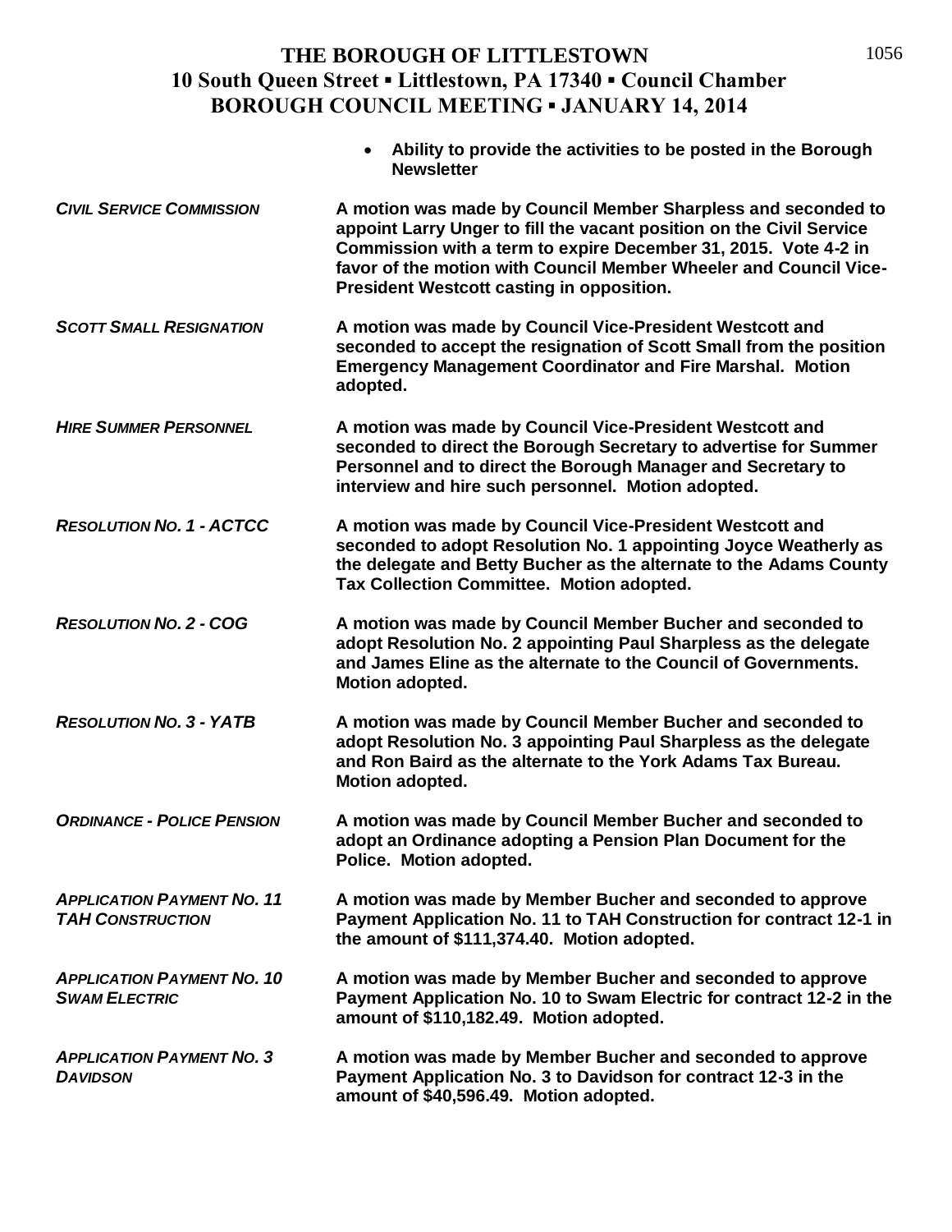- **Ability to provide the activities to be posted in the Borough Newsletter**

***CIVIL SERVICE COMMISSION***

**A motion was made by Council Member Sharpless and seconded to appoint Larry Unger to fill the vacant position on the Civil Service Commission with a term to expire December 31, 2015. Vote 4-2 in favor of the motion with Council Member Wheeler and Council Vice-President Westcott casting in opposition.**

***SCOTT SMALL RESIGNATION***

**A motion was made by Council Vice-President Westcott and seconded to accept the resignation of Scott Small from the position Emergency Management Coordinator and Fire Marshal. Motion adopted.**

***HIRE SUMMER PERSONNEL***

**A motion was made by Council Vice-President Westcott and seconded to direct the Borough Secretary to advertise for Summer Personnel and to direct the Borough Manager and Secretary to interview and hire such personnel. Motion adopted.**

***RESOLUTION NO. 1 - ACTCC***

**A motion was made by Council Vice-President Westcott and seconded to adopt Resolution No. 1 appointing Joyce Weatherly as the delegate and Betty Bucher as the alternate to the Adams County Tax Collection Committee. Motion adopted.**

***RESOLUTION NO. 2 - COG***

**A motion was made by Council Member Bucher and seconded to adopt Resolution No. 2 appointing Paul Sharpless as the delegate and James Eline as the alternate to the Council of Governments. Motion adopted.**

***RESOLUTION NO. 3 - YATB***

**A motion was made by Council Member Bucher and seconded to adopt Resolution No. 3 appointing Paul Sharpless as the delegate and Ron Baird as the alternate to the York Adams Tax Bureau. Motion adopted.**

***ORDINANCE - POLICE PENSION***

**A motion was made by Council Member Bucher and seconded to adopt an Ordinance adopting a Pension Plan Document for the Police. Motion adopted.**

***APPLICATION PAYMENT NO. 11 TAH CONSTRUCTION***

**A motion was made by Member Bucher and seconded to approve Payment Application No. 11 to TAH Construction for contract 12-1 in the amount of $111,374.40. Motion adopted.**

***APPLICATION PAYMENT NO. 10 SWAM ELECTRIC***

**A motion was made by Member Bucher and seconded to approve Payment Application No. 10 to Swam Electric for contract 12-2 in the amount of $110,182.49. Motion adopted.**

***APPLICATION PAYMENT NO. 3 DAVIDSON***

**A motion was made by Member Bucher and seconded to approve Payment Application No. 3 to Davidson for contract 12-3 in the amount of $40,596.49. Motion adopted.**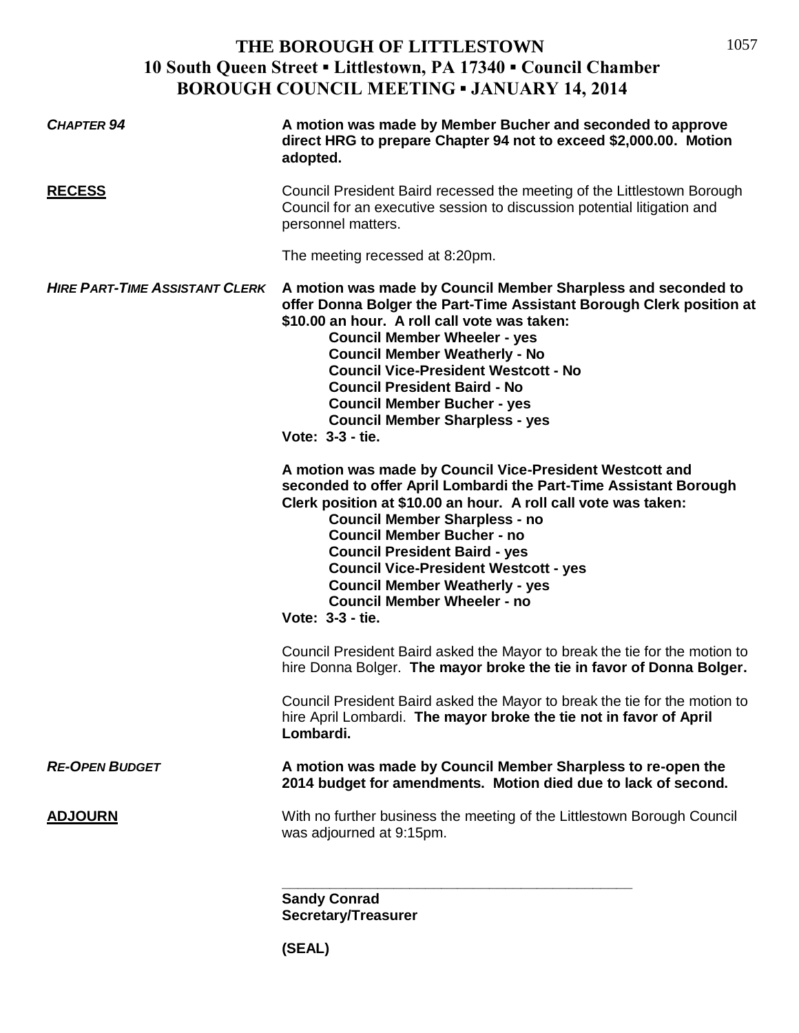# THE BOROUGH OF LITTLESTOWN
## 10 South Queen Street ▪ Littlestown, PA 17340 ▪ Council Chamber
## BOROUGH COUNCIL MEETING ▪ JANUARY 14, 2014

***CHAPTER 94***

**A motion was made by Member Bucher and seconded to approve direct HRG to prepare Chapter 94 not to exceed $2,000.00. Motion adopted.**

**RECESS**

Council President Baird recessed the meeting of the Littlestown Borough Council for an executive session to discussion potential litigation and personnel matters.

The meeting recessed at 8:20pm.

***HIRE PART-TIME ASSISTANT CLERK***

**A motion was made by Council Member Sharpless and seconded to offer Donna Bolger the Part-Time Assistant Borough Clerk position at $10.00 an hour. A roll call vote was taken:**

**Council Member Wheeler - yes**
**Council Member Weatherly - No**
**Council Vice-President Westcott - No**
**Council President Baird - No**
**Council Member Bucher - yes**
**Council Member Sharpless - yes**

**Vote: 3-3 - tie.**

**A motion was made by Council Vice-President Westcott and seconded to offer April Lombardi the Part-Time Assistant Borough Clerk position at $10.00 an hour. A roll call vote was taken:**

**Council Member Sharpless - no**
**Council Member Bucher - no**
**Council President Baird - yes**
**Council Vice-President Westcott - yes**
**Council Member Weatherly - yes**
**Council Member Wheeler - no**

**Vote: 3-3 - tie.**

Council President Baird asked the Mayor to break the tie for the motion to hire Donna Bolger. **The mayor broke the tie in favor of Donna Bolger.**

Council President Baird asked the Mayor to break the tie for the motion to hire April Lombardi. **The mayor broke the tie not in favor of April Lombardi.**

***RE-OPEN BUDGET***

**A motion was made by Council Member Sharpless to re-open the 2014 budget for amendments. Motion died due to lack of second.**

**ADJOURN**

With no further business the meeting of the Littlestown Borough Council was adjourned at 9:15pm.

\_\_\_\_\_\_\_\_\_\_\_\_\_\_\_\_\_\_\_\_\_\_\_\_\_\_\_\_\_\_\_\_\_\_\_\_\_\_\_\_

**Sandy Conrad**
**Secretary/Treasurer**

**(SEAL)**